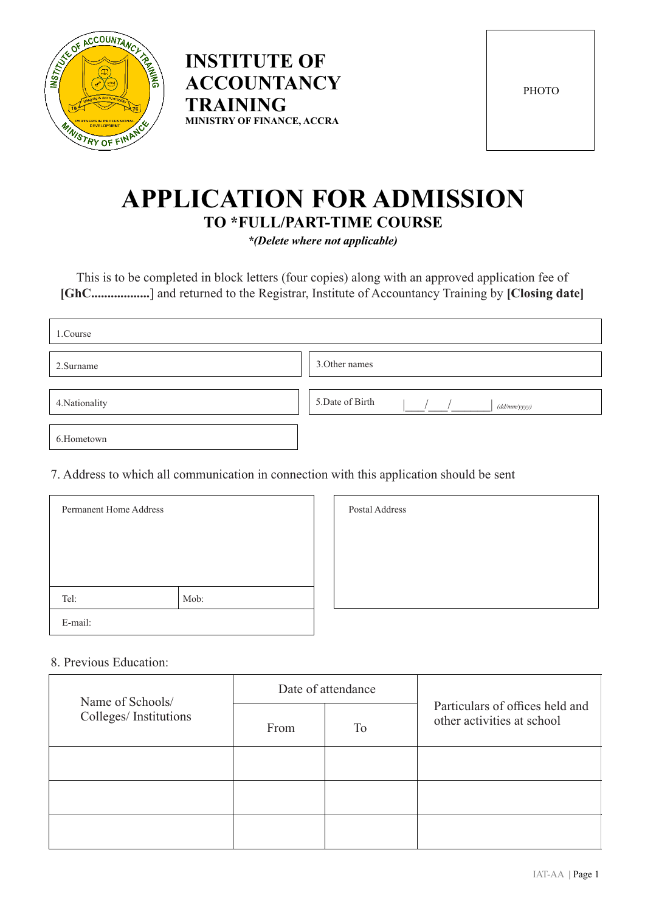# INSTITUTE OF ACCOUNTANCY TRAINING

**MINISTRY OF FINANCE, ACCRA**

PHOTO

# APPLICATION FOR ADMISSION

## TO *FULL/PART-TIME COURSE

***(Delete where not applicable)***

This is to be completed in block letters (four copies) along with an approved application fee of **[GhC..................]** and returned to the Registrar, Institute of Accountancy Training by **[Closing date]**

1.Course

2.Surname

3.Other names

4.Nationality

5.Date of Birth |____/____/________| *(dd/mm/yyyy)*

6.Hometown

7. Address to which all communication in connection with this application should be sent

Permanent Home Address

Tel:

Mob:

E-mail:

Postal Address

8. Previous Education:

| Name of Schools/ Colleges/ Institutions | Date of attendance | | Particulars of offices held and other activities at school |
|---|---|---|---|
| | From | To | |
| | | | |
| | | | |
| | | | |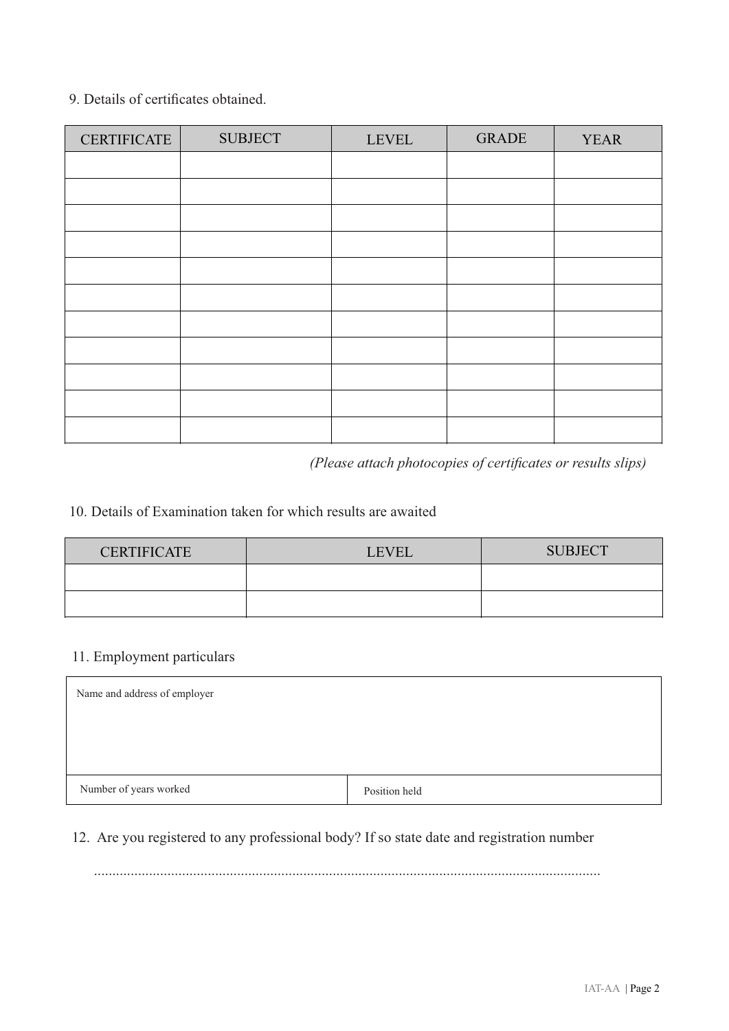9. Details of certificates obtained.

| CERTIFICATE | SUBJECT | LEVEL | GRADE | YEAR |
|---|---|---|---|---|
| | | | | |
| | | | | |
| | | | | |
| | | | | |
| | | | | |
| | | | | |
| | | | | |
| | | | | |
| | | | | |
| | | | | |
| | | | | |

*(Please attach photocopies of certificates or results slips)*

10. Details of Examination taken for which results are awaited

| CERTIFICATE | LEVEL | SUBJECT |
|---|---|---|
| | | |
| | | |

11. Employment particulars

| Name and address of employer | |
|---|---|
| Number of years worked | Position held |

12. Are you registered to any professional body? If so state date and registration number

.........................................................................................................................................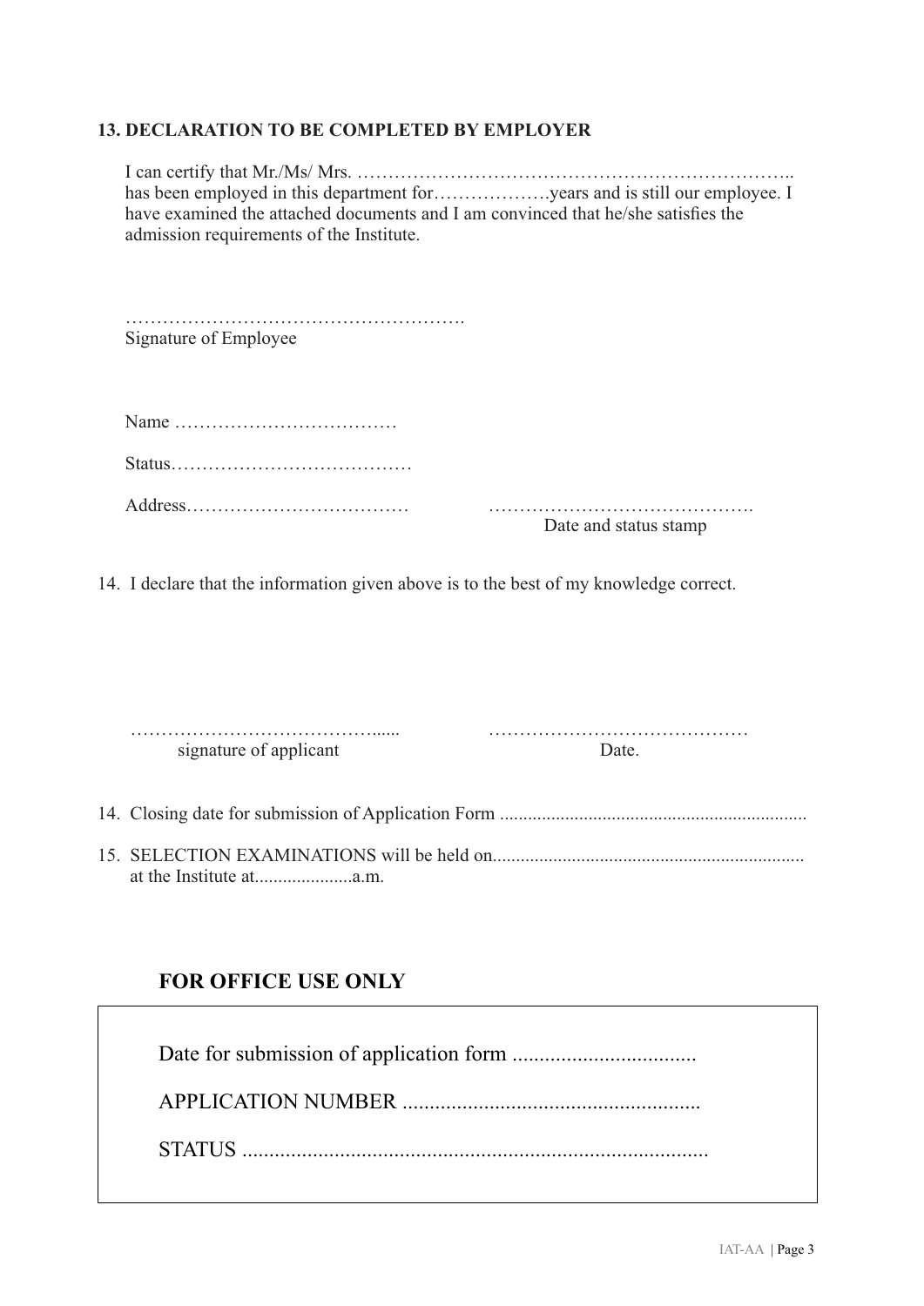### 13. DECLARATION TO BE COMPLETED BY EMPLOYER

I can certify that Mr./Ms/ Mrs. …………………………………………………………….. has been employed in this department for……………….years and is still our employee. I have examined the attached documents and I am convinced that he/she satisfies the admission requirements of the Institute.

……………………………………………….
Signature of Employee

Name ………………………………

Status…………………………………

Address………………………………          …………………………………….
Date and status stamp

14. I declare that the information given above is to the best of my knowledge correct.

…………………………………......          ……………………………………
signature of applicant          Date.

14. Closing date for submission of Application Form .................................................................

15. SELECTION EXAMINATIONS will be held on.................................................................. at the Institute at.....................a.m.

## FOR OFFICE USE ONLY

Date for submission of application form .................................

APPLICATION NUMBER ......................................................

STATUS ....................................................................................